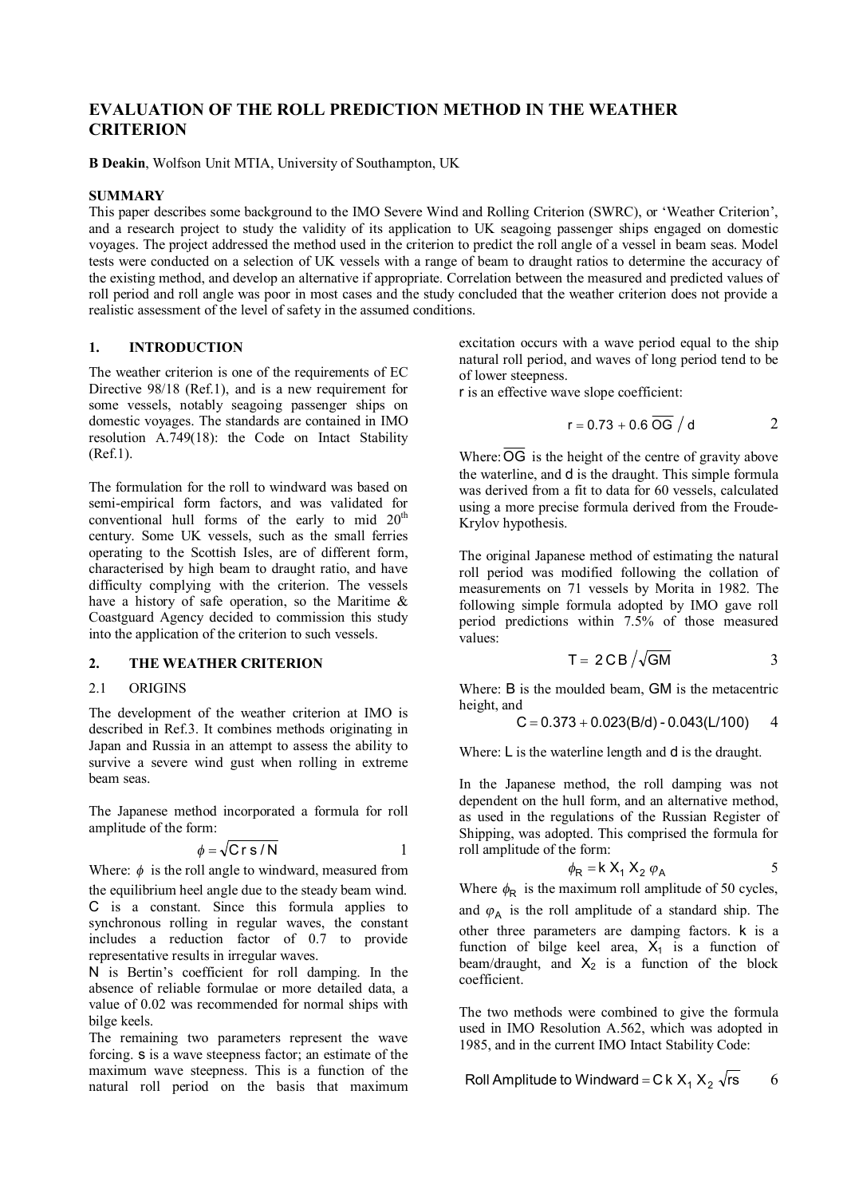# EVALUATION OF THE ROLL PREDICTION METHOD IN THE WEATHER CRITERION

**B Deakin**, Wolfson Unit MTIA, University of Southampton, UK

## SUMMARY

This paper describes some background to the IMO Severe Wind and Rolling Criterion (SWRC), or 'Weather Criterion', and a research project to study the validity of its application to UK seagoing passenger ships engaged on domestic voyages. The project addressed the method used in the criterion to predict the roll angle of a vessel in beam seas. Model tests were conducted on a selection of UK vessels with a range of beam to draught ratios to determine the accuracy of the existing method, and develop an alternative if appropriate. Correlation between the measured and predicted values of roll period and roll angle was poor in most cases and the study concluded that the weather criterion does not provide a realistic assessment of the level of safety in the assumed conditions.

## 1. INTRODUCTION

The weather criterion is one of the requirements of EC Directive 98/18 (Ref.1), and is a new requirement for some vessels, notably seagoing passenger ships on domestic voyages. The standards are contained in IMO resolution A.749(18): the Code on Intact Stability (Ref.1).

The formulation for the roll to windward was based on semi-empirical form factors, and was validated for conventional hull forms of the early to mid 20th century. Some UK vessels, such as the small ferries operating to the Scottish Isles, are of different form, characterised by high beam to draught ratio, and have difficulty complying with the criterion. The vessels have a history of safe operation, so the Maritime & Coastguard Agency decided to commission this study into the application of the criterion to such vessels.

## 2. THE WEATHER CRITERION

### 2.1 ORIGINS

The development of the weather criterion at IMO is described in Ref.3. It combines methods originating in Japan and Russia in an attempt to assess the ability to survive a severe wind gust when rolling in extreme beam seas.

The Japanese method incorporated a formula for roll amplitude of the form:

$$\phi = \sqrt{C\, r\, s / N} \qquad 1$$

Where: $\phi$ is the roll angle to windward, measured from the equilibrium heel angle due to the steady beam wind. $C$ is a constant. Since this formula applies to synchronous rolling in regular waves, the constant includes a reduction factor of 0.7 to provide representative results in irregular waves.

$N$ is Bertin's coefficient for roll damping. In the absence of reliable formulae or more detailed data, a value of 0.02 was recommended for normal ships with bilge keels.

The remaining two parameters represent the wave forcing. $s$ is a wave steepness factor; an estimate of the maximum wave steepness. This is a function of the natural roll period on the basis that maximum excitation occurs with a wave period equal to the ship natural roll period, and waves of long period tend to be of lower steepness.

$r$ is an effective wave slope coefficient:

$$r = 0.73 + 0.6\, \overline{OG} / d \qquad 2$$

Where: $\overline{OG}$ is the height of the centre of gravity above the waterline, and $d$ is the draught. This simple formula was derived from a fit to data for 60 vessels, calculated using a more precise formula derived from the Froude-Krylov hypothesis.

The original Japanese method of estimating the natural roll period was modified following the collation of measurements on 71 vessels by Morita in 1982. The following simple formula adopted by IMO gave roll period predictions within 7.5% of those measured values:

$$T = 2\, C\, B / \sqrt{GM} \qquad 3$$

Where: $B$ is the moulded beam, $GM$ is the metacentric height, and

$$C = 0.373 + 0.023(B/d) - 0.043(L/100) \qquad 4$$

Where: $L$ is the waterline length and $d$ is the draught.

In the Japanese method, the roll damping was not dependent on the hull form, and an alternative method, as used in the regulations of the Russian Register of Shipping, was adopted. This comprised the formula for roll amplitude of the form:

$$\phi_R = k\, X_1\, X_2\, \varphi_A \qquad 5$$

Where $\phi_R$ is the maximum roll amplitude of 50 cycles, and $\varphi_A$ is the roll amplitude of a standard ship. The other three parameters are damping factors. $k$ is a function of bilge keel area, $X_1$ is a function of beam/draught, and $X_2$ is a function of the block coefficient.

The two methods were combined to give the formula used in IMO Resolution A.562, which was adopted in 1985, and in the current IMO Intact Stability Code:

$$\text{Roll Amplitude to Windward} = C\, k\, X_1\, X_2\, \sqrt{rs} \qquad 6$$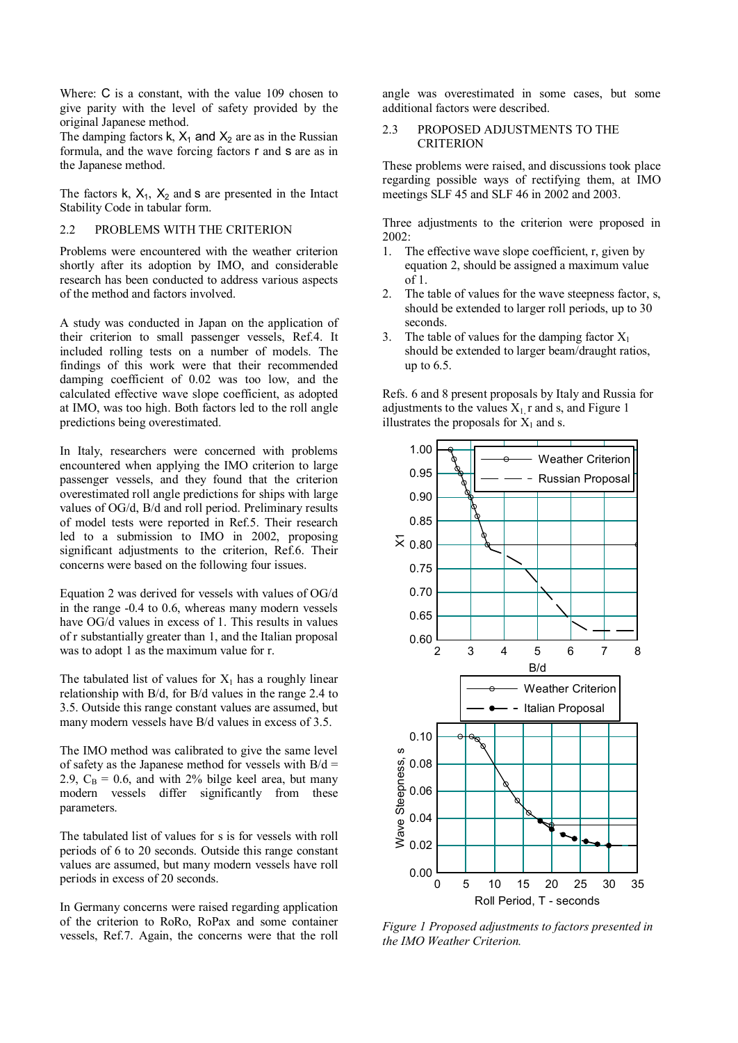Where: $C$ is a constant, with the value 109 chosen to give parity with the level of safety provided by the original Japanese method.
The damping factors $k$, $X_1$ and $X_2$ are as in the Russian formula, and the wave forcing factors $r$ and $s$ are as in the Japanese method.

The factors $k$, $X_1$, $X_2$ and $s$ are presented in the Intact Stability Code in tabular form.

## 2.2 PROBLEMS WITH THE CRITERION

Problems were encountered with the weather criterion shortly after its adoption by IMO, and considerable research has been conducted to address various aspects of the method and factors involved.

A study was conducted in Japan on the application of their criterion to small passenger vessels, Ref.4. It included rolling tests on a number of models. The findings of this work were that their recommended damping coefficient of 0.02 was too low, and the calculated effective wave slope coefficient, as adopted at IMO, was too high. Both factors led to the roll angle predictions being overestimated.

In Italy, researchers were concerned with problems encountered when applying the IMO criterion to large passenger vessels, and they found that the criterion overestimated roll angle predictions for ships with large values of OG/d, B/d and roll period. Preliminary results of model tests were reported in Ref.5. Their research led to a submission to IMO in 2002, proposing significant adjustments to the criterion, Ref.6. Their concerns were based on the following four issues.

Equation 2 was derived for vessels with values of OG/d in the range -0.4 to 0.6, whereas many modern vessels have OG/d values in excess of 1. This results in values of r substantially greater than 1, and the Italian proposal was to adopt 1 as the maximum value for r.

The tabulated list of values for $X_1$ has a roughly linear relationship with B/d, for B/d values in the range 2.4 to 3.5. Outside this range constant values are assumed, but many modern vessels have B/d values in excess of 3.5.

The IMO method was calibrated to give the same level of safety as the Japanese method for vessels with B/d = 2.9, $C_B$ = 0.6, and with 2% bilge keel area, but many modern vessels differ significantly from these parameters.

The tabulated list of values for s is for vessels with roll periods of 6 to 20 seconds. Outside this range constant values are assumed, but many modern vessels have roll periods in excess of 20 seconds.

In Germany concerns were raised regarding application of the criterion to RoRo, RoPax and some container vessels, Ref.7. Again, the concerns were that the roll angle was overestimated in some cases, but some additional factors were described.

## 2.3 PROPOSED ADJUSTMENTS TO THE CRITERION

These problems were raised, and discussions took place regarding possible ways of rectifying them, at IMO meetings SLF 45 and SLF 46 in 2002 and 2003.

Three adjustments to the criterion were proposed in 2002:

1. The effective wave slope coefficient, r, given by equation 2, should be assigned a maximum value of 1.
2. The table of values for the wave steepness factor, s, should be extended to larger roll periods, up to 30 seconds.
3. The table of values for the damping factor $X_1$ should be extended to larger beam/draught ratios, up to 6.5.

Refs. 6 and 8 present proposals by Italy and Russia for adjustments to the values $X_1$, r and s, and Figure 1 illustrates the proposals for $X_1$ and s.

*Figure 1 Proposed adjustments to factors presented in the IMO Weather Criterion.*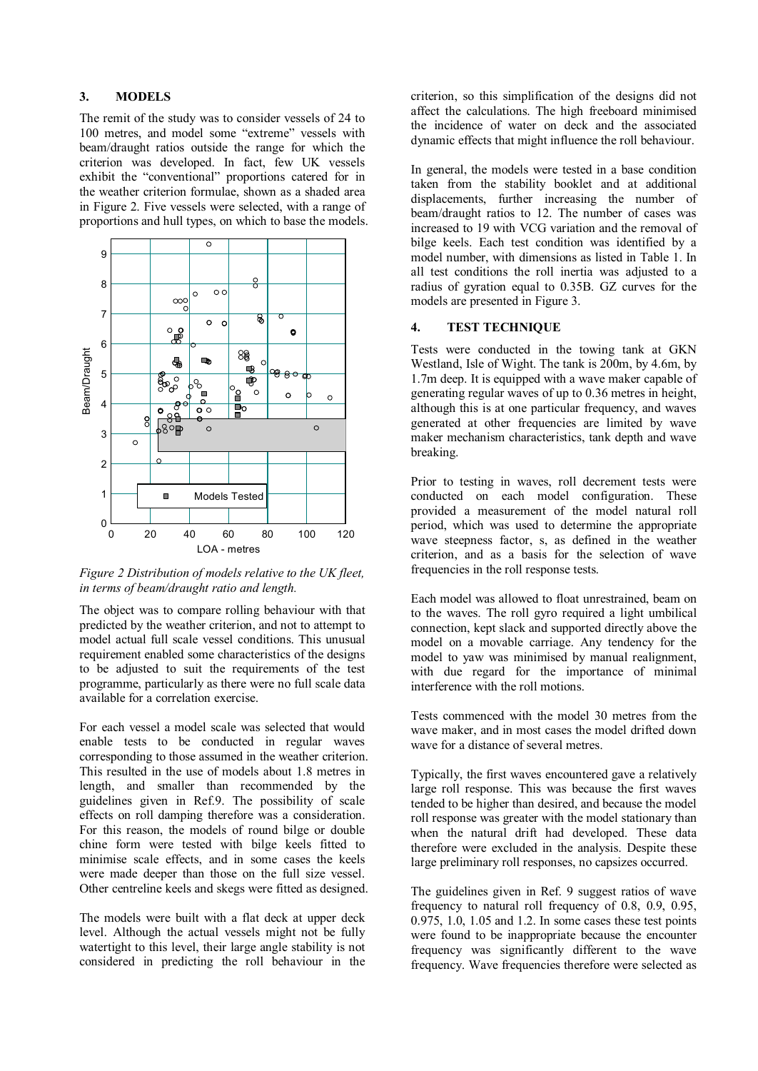## 3. MODELS

The remit of the study was to consider vessels of 24 to 100 metres, and model some "extreme" vessels with beam/draught ratios outside the range for which the criterion was developed. In fact, few UK vessels exhibit the "conventional" proportions catered for in the weather criterion formulae, shown as a shaded area in Figure 2. Five vessels were selected, with a range of proportions and hull types, on which to base the models.

*Figure 2 Distribution of models relative to the UK fleet, in terms of beam/draught ratio and length.*

The object was to compare rolling behaviour with that predicted by the weather criterion, and not to attempt to model actual full scale vessel conditions. This unusual requirement enabled some characteristics of the designs to be adjusted to suit the requirements of the test programme, particularly as there were no full scale data available for a correlation exercise.

For each vessel a model scale was selected that would enable tests to be conducted in regular waves corresponding to those assumed in the weather criterion. This resulted in the use of models about 1.8 metres in length, and smaller than recommended by the guidelines given in Ref.9. The possibility of scale effects on roll damping therefore was a consideration. For this reason, the models of round bilge or double chine form were tested with bilge keels fitted to minimise scale effects, and in some cases the keels were made deeper than those on the full size vessel. Other centreline keels and skegs were fitted as designed.

The models were built with a flat deck at upper deck level. Although the actual vessels might not be fully watertight to this level, their large angle stability is not considered in predicting the roll behaviour in the criterion, so this simplification of the designs did not affect the calculations. The high freeboard minimised the incidence of water on deck and the associated dynamic effects that might influence the roll behaviour.

In general, the models were tested in a base condition taken from the stability booklet and at additional displacements, further increasing the number of beam/draught ratios to 12. The number of cases was increased to 19 with VCG variation and the removal of bilge keels. Each test condition was identified by a model number, with dimensions as listed in Table 1. In all test conditions the roll inertia was adjusted to a radius of gyration equal to 0.35B. GZ curves for the models are presented in Figure 3.

## 4. TEST TECHNIQUE

Tests were conducted in the towing tank at GKN Westland, Isle of Wight. The tank is 200m, by 4.6m, by 1.7m deep. It is equipped with a wave maker capable of generating regular waves of up to 0.36 metres in height, although this is at one particular frequency, and waves generated at other frequencies are limited by wave maker mechanism characteristics, tank depth and wave breaking.

Prior to testing in waves, roll decrement tests were conducted on each model configuration. These provided a measurement of the model natural roll period, which was used to determine the appropriate wave steepness factor, s, as defined in the weather criterion, and as a basis for the selection of wave frequencies in the roll response tests.

Each model was allowed to float unrestrained, beam on to the waves. The roll gyro required a light umbilical connection, kept slack and supported directly above the model on a movable carriage. Any tendency for the model to yaw was minimised by manual realignment, with due regard for the importance of minimal interference with the roll motions.

Tests commenced with the model 30 metres from the wave maker, and in most cases the model drifted down wave for a distance of several metres.

Typically, the first waves encountered gave a relatively large roll response. This was because the first waves tended to be higher than desired, and because the model roll response was greater with the model stationary than when the natural drift had developed. These data therefore were excluded in the analysis. Despite these large preliminary roll responses, no capsizes occurred.

The guidelines given in Ref. 9 suggest ratios of wave frequency to natural roll frequency of 0.8, 0.9, 0.95, 0.975, 1.0, 1.05 and 1.2. In some cases these test points were found to be inappropriate because the encounter frequency was significantly different to the wave frequency. Wave frequencies therefore were selected as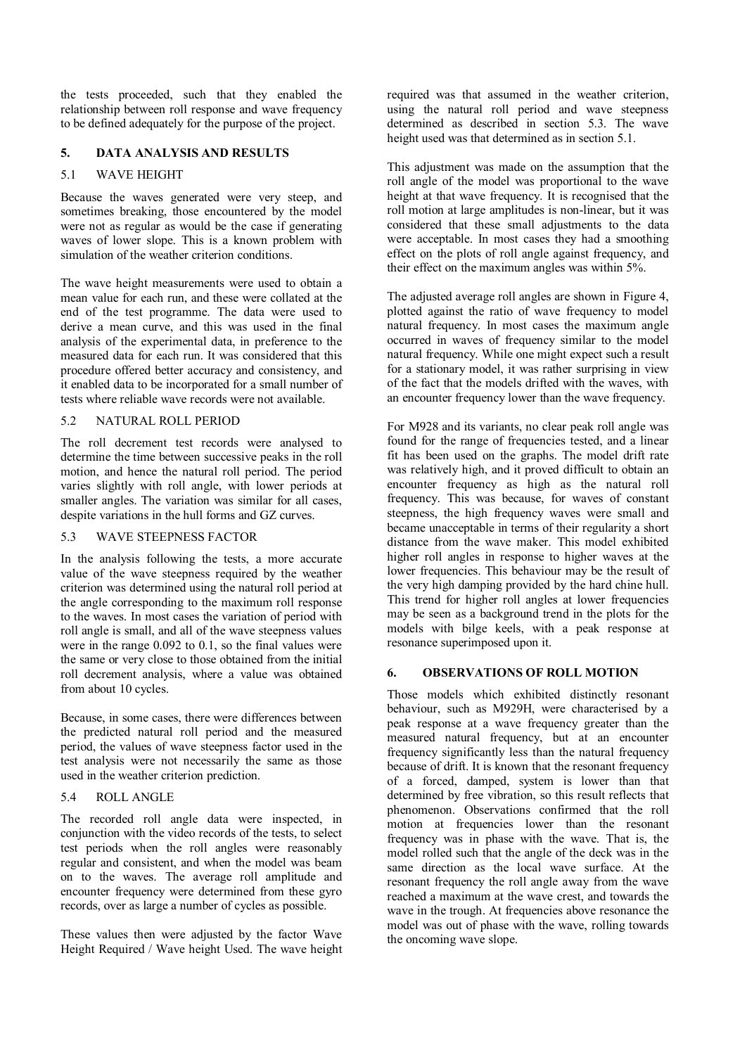the tests proceeded, such that they enabled the relationship between roll response and wave frequency to be defined adequately for the purpose of the project.

## 5. DATA ANALYSIS AND RESULTS

### 5.1 WAVE HEIGHT

Because the waves generated were very steep, and sometimes breaking, those encountered by the model were not as regular as would be the case if generating waves of lower slope. This is a known problem with simulation of the weather criterion conditions.

The wave height measurements were used to obtain a mean value for each run, and these were collated at the end of the test programme. The data were used to derive a mean curve, and this was used in the final analysis of the experimental data, in preference to the measured data for each run. It was considered that this procedure offered better accuracy and consistency, and it enabled data to be incorporated for a small number of tests where reliable wave records were not available.

### 5.2 NATURAL ROLL PERIOD

The roll decrement test records were analysed to determine the time between successive peaks in the roll motion, and hence the natural roll period. The period varies slightly with roll angle, with lower periods at smaller angles. The variation was similar for all cases, despite variations in the hull forms and GZ curves.

### 5.3 WAVE STEEPNESS FACTOR

In the analysis following the tests, a more accurate value of the wave steepness required by the weather criterion was determined using the natural roll period at the angle corresponding to the maximum roll response to the waves. In most cases the variation of period with roll angle is small, and all of the wave steepness values were in the range 0.092 to 0.1, so the final values were the same or very close to those obtained from the initial roll decrement analysis, where a value was obtained from about 10 cycles.

Because, in some cases, there were differences between the predicted natural roll period and the measured period, the values of wave steepness factor used in the test analysis were not necessarily the same as those used in the weather criterion prediction.

### 5.4 ROLL ANGLE

The recorded roll angle data were inspected, in conjunction with the video records of the tests, to select test periods when the roll angles were reasonably regular and consistent, and when the model was beam on to the waves. The average roll amplitude and encounter frequency were determined from these gyro records, over as large a number of cycles as possible.

These values then were adjusted by the factor Wave Height Required / Wave height Used. The wave height required was that assumed in the weather criterion, using the natural roll period and wave steepness determined as described in section 5.3. The wave height used was that determined as in section 5.1.

This adjustment was made on the assumption that the roll angle of the model was proportional to the wave height at that wave frequency. It is recognised that the roll motion at large amplitudes is non-linear, but it was considered that these small adjustments to the data were acceptable. In most cases they had a smoothing effect on the plots of roll angle against frequency, and their effect on the maximum angles was within 5%.

The adjusted average roll angles are shown in Figure 4, plotted against the ratio of wave frequency to model natural frequency. In most cases the maximum angle occurred in waves of frequency similar to the model natural frequency. While one might expect such a result for a stationary model, it was rather surprising in view of the fact that the models drifted with the waves, with an encounter frequency lower than the wave frequency.

For M928 and its variants, no clear peak roll angle was found for the range of frequencies tested, and a linear fit has been used on the graphs. The model drift rate was relatively high, and it proved difficult to obtain an encounter frequency as high as the natural roll frequency. This was because, for waves of constant steepness, the high frequency waves were small and became unacceptable in terms of their regularity a short distance from the wave maker. This model exhibited higher roll angles in response to higher waves at the lower frequencies. This behaviour may be the result of the very high damping provided by the hard chine hull. This trend for higher roll angles at lower frequencies may be seen as a background trend in the plots for the models with bilge keels, with a peak response at resonance superimposed upon it.

## 6. OBSERVATIONS OF ROLL MOTION

Those models which exhibited distinctly resonant behaviour, such as M929H, were characterised by a peak response at a wave frequency greater than the measured natural frequency, but at an encounter frequency significantly less than the natural frequency because of drift. It is known that the resonant frequency of a forced, damped, system is lower than that determined by free vibration, so this result reflects that phenomenon. Observations confirmed that the roll motion at frequencies lower than the resonant frequency was in phase with the wave. That is, the model rolled such that the angle of the deck was in the same direction as the local wave surface. At the resonant frequency the roll angle away from the wave reached a maximum at the wave crest, and towards the wave in the trough. At frequencies above resonance the model was out of phase with the wave, rolling towards the oncoming wave slope.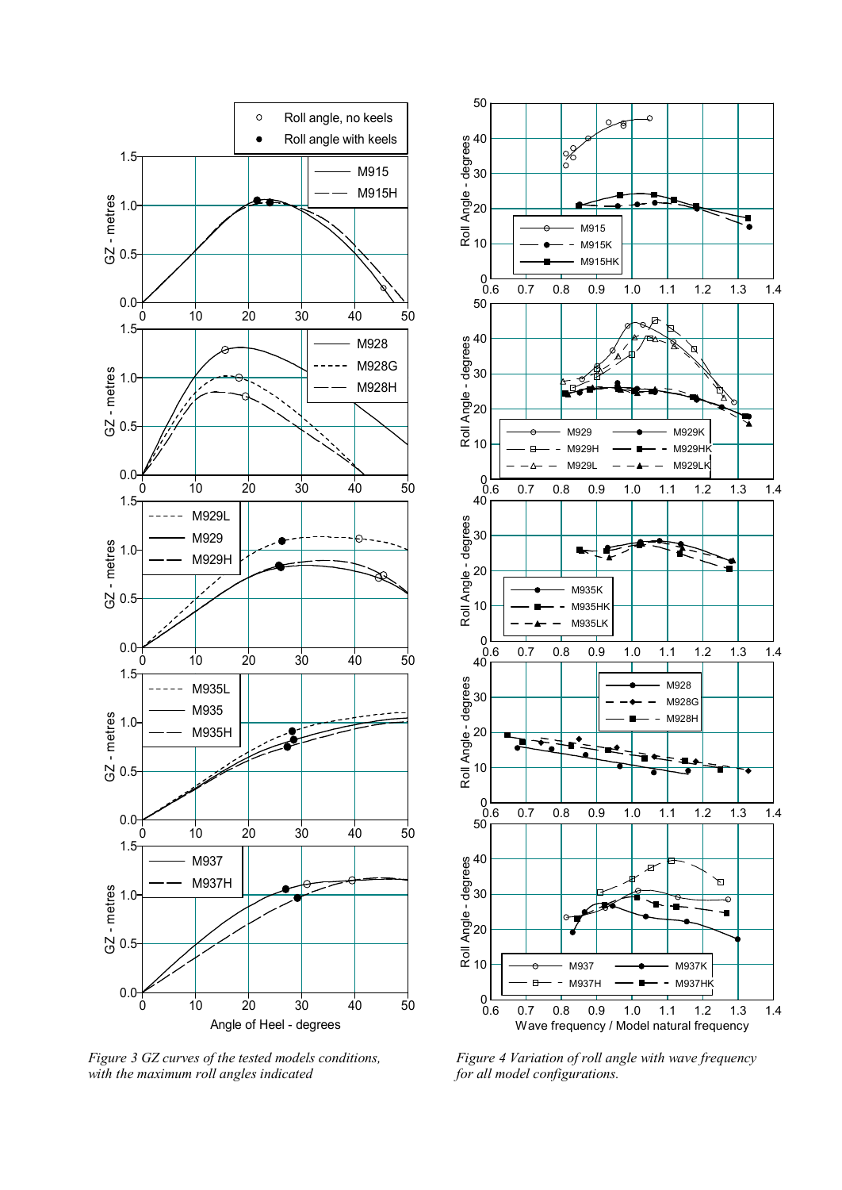*Figure 3 GZ curves of the tested models conditions, with the maximum roll angles indicated*

*Figure 4 Variation of roll angle with wave frequency for all model configurations.*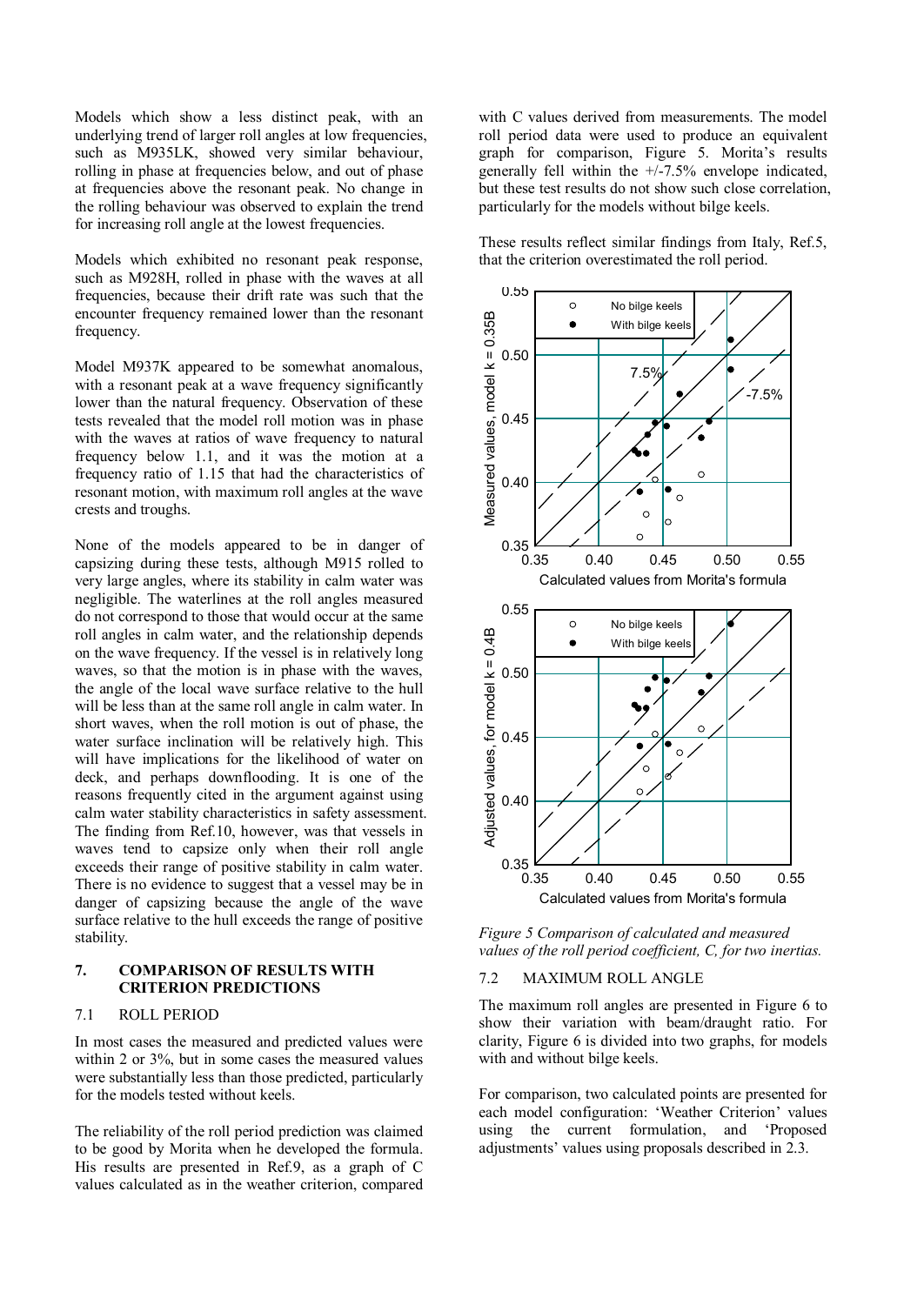Models which show a less distinct peak, with an underlying trend of larger roll angles at low frequencies, such as M935LK, showed very similar behaviour, rolling in phase at frequencies below, and out of phase at frequencies above the resonant peak. No change in the rolling behaviour was observed to explain the trend for increasing roll angle at the lowest frequencies.

Models which exhibited no resonant peak response, such as M928H, rolled in phase with the waves at all frequencies, because their drift rate was such that the encounter frequency remained lower than the resonant frequency.

Model M937K appeared to be somewhat anomalous, with a resonant peak at a wave frequency significantly lower than the natural frequency. Observation of these tests revealed that the model roll motion was in phase with the waves at ratios of wave frequency to natural frequency below 1.1, and it was the motion at a frequency ratio of 1.15 that had the characteristics of resonant motion, with maximum roll angles at the wave crests and troughs.

None of the models appeared to be in danger of capsizing during these tests, although M915 rolled to very large angles, where its stability in calm water was negligible. The waterlines at the roll angles measured do not correspond to those that would occur at the same roll angles in calm water, and the relationship depends on the wave frequency. If the vessel is in relatively long waves, so that the motion is in phase with the waves, the angle of the local wave surface relative to the hull will be less than at the same roll angle in calm water. In short waves, when the roll motion is out of phase, the water surface inclination will be relatively high. This will have implications for the likelihood of water on deck, and perhaps downflooding. It is one of the reasons frequently cited in the argument against using calm water stability characteristics in safety assessment. The finding from Ref.10, however, was that vessels in waves tend to capsize only when their roll angle exceeds their range of positive stability in calm water. There is no evidence to suggest that a vessel may be in danger of capsizing because the angle of the wave surface relative to the hull exceeds the range of positive stability.

## 7. COMPARISON OF RESULTS WITH CRITERION PREDICTIONS

### 7.1 ROLL PERIOD

In most cases the measured and predicted values were within 2 or 3%, but in some cases the measured values were substantially less than those predicted, particularly for the models tested without keels.

The reliability of the roll period prediction was claimed to be good by Morita when he developed the formula. His results are presented in Ref.9, as a graph of C values calculated as in the weather criterion, compared with C values derived from measurements. The model roll period data were used to produce an equivalent graph for comparison, Figure 5. Morita's results generally fell within the +/-7.5% envelope indicated, but these test results do not show such close correlation, particularly for the models without bilge keels.

These results reflect similar findings from Italy, Ref.5, that the criterion overestimated the roll period.

*Figure 5 Comparison of calculated and measured values of the roll period coefficient, C, for two inertias.*

### 7.2 MAXIMUM ROLL ANGLE

The maximum roll angles are presented in Figure 6 to show their variation with beam/draught ratio. For clarity, Figure 6 is divided into two graphs, for models with and without bilge keels.

For comparison, two calculated points are presented for each model configuration: 'Weather Criterion' values using the current formulation, and 'Proposed adjustments' values using proposals described in 2.3.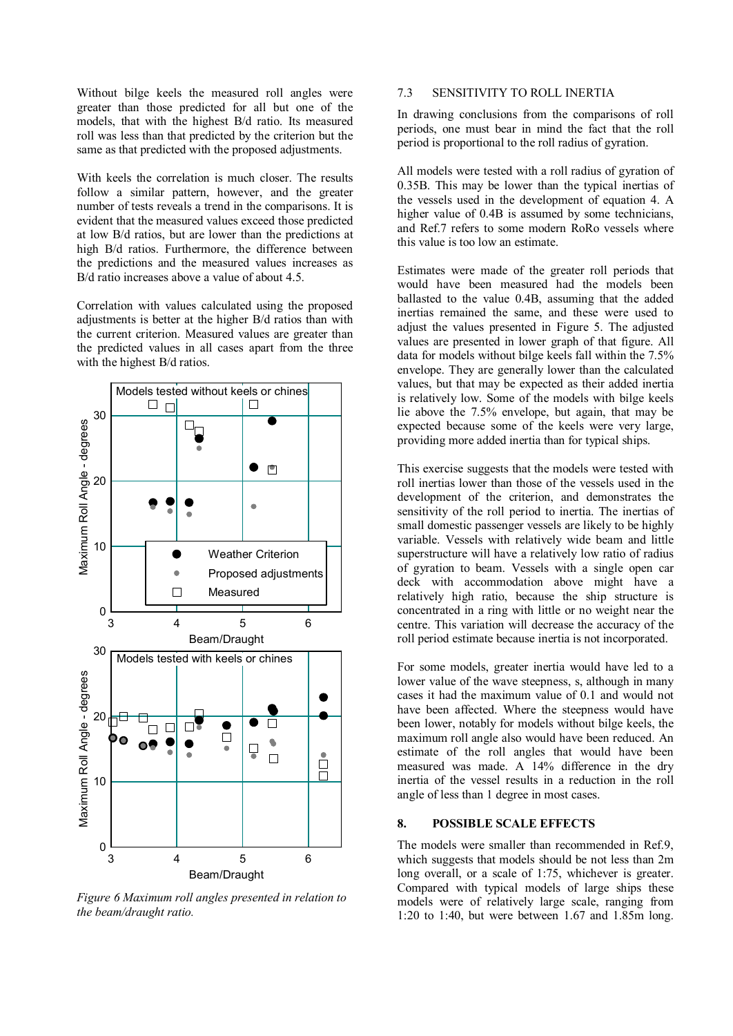Without bilge keels the measured roll angles were greater than those predicted for all but one of the models, that with the highest B/d ratio. Its measured roll was less than that predicted by the criterion but the same as that predicted with the proposed adjustments.

With keels the correlation is much closer. The results follow a similar pattern, however, and the greater number of tests reveals a trend in the comparisons. It is evident that the measured values exceed those predicted at low B/d ratios, but are lower than the predictions at high B/d ratios. Furthermore, the difference between the predictions and the measured values increases as B/d ratio increases above a value of about 4.5.

Correlation with values calculated using the proposed adjustments is better at the higher B/d ratios than with the current criterion. Measured values are greater than the predicted values in all cases apart from the three with the highest B/d ratios.

*Figure 6 Maximum roll angles presented in relation to the beam/draught ratio.*

## 7.3 SENSITIVITY TO ROLL INERTIA

In drawing conclusions from the comparisons of roll periods, one must bear in mind the fact that the roll period is proportional to the roll radius of gyration.

All models were tested with a roll radius of gyration of 0.35B. This may be lower than the typical inertias of the vessels used in the development of equation 4. A higher value of 0.4B is assumed by some technicians, and Ref.7 refers to some modern RoRo vessels where this value is too low an estimate.

Estimates were made of the greater roll periods that would have been measured had the models been ballasted to the value 0.4B, assuming that the added inertias remained the same, and these were used to adjust the values presented in Figure 5. The adjusted values are presented in lower graph of that figure. All data for models without bilge keels fall within the 7.5% envelope. They are generally lower than the calculated values, but that may be expected as their added inertia is relatively low. Some of the models with bilge keels lie above the 7.5% envelope, but again, that may be expected because some of the keels were very large, providing more added inertia than for typical ships.

This exercise suggests that the models were tested with roll inertias lower than those of the vessels used in the development of the criterion, and demonstrates the sensitivity of the roll period to inertia. The inertias of small domestic passenger vessels are likely to be highly variable. Vessels with relatively wide beam and little superstructure will have a relatively low ratio of radius of gyration to beam. Vessels with a single open car deck with accommodation above might have a relatively high ratio, because the ship structure is concentrated in a ring with little or no weight near the centre. This variation will decrease the accuracy of the roll period estimate because inertia is not incorporated.

For some models, greater inertia would have led to a lower value of the wave steepness, s, although in many cases it had the maximum value of 0.1 and would not have been affected. Where the steepness would have been lower, notably for models without bilge keels, the maximum roll angle also would have been reduced. An estimate of the roll angles that would have been measured was made. A 14% difference in the dry inertia of the vessel results in a reduction in the roll angle of less than 1 degree in most cases.

## 8. POSSIBLE SCALE EFFECTS

The models were smaller than recommended in Ref.9, which suggests that models should be not less than 2m long overall, or a scale of 1:75, whichever is greater. Compared with typical models of large ships these models were of relatively large scale, ranging from 1:20 to 1:40, but were between 1.67 and 1.85m long.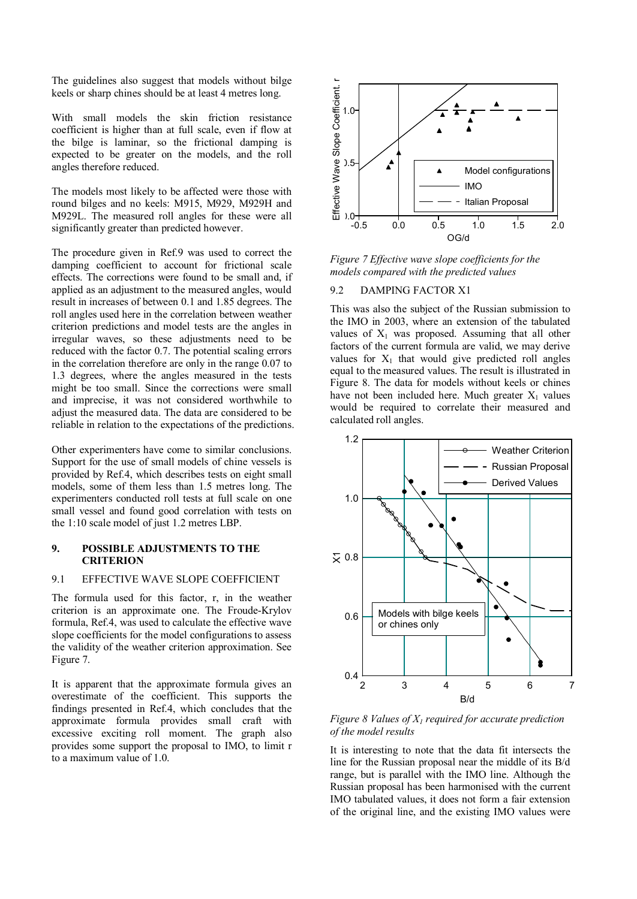The guidelines also suggest that models without bilge keels or sharp chines should be at least 4 metres long.

With small models the skin friction resistance coefficient is higher than at full scale, even if flow at the bilge is laminar, so the frictional damping is expected to be greater on the models, and the roll angles therefore reduced.

The models most likely to be affected were those with round bilges and no keels: M915, M929, M929H and M929L. The measured roll angles for these were all significantly greater than predicted however.

The procedure given in Ref.9 was used to correct the damping coefficient to account for frictional scale effects. The corrections were found to be small and, if applied as an adjustment to the measured angles, would result in increases of between 0.1 and 1.85 degrees. The roll angles used here in the correlation between weather criterion predictions and model tests are the angles in irregular waves, so these adjustments need to be reduced with the factor 0.7. The potential scaling errors in the correlation therefore are only in the range 0.07 to 1.3 degrees, where the angles measured in the tests might be too small. Since the corrections were small and imprecise, it was not considered worthwhile to adjust the measured data. The data are considered to be reliable in relation to the expectations of the predictions.

Other experimenters have come to similar conclusions. Support for the use of small models of chine vessels is provided by Ref.4, which describes tests on eight small models, some of them less than 1.5 metres long. The experimenters conducted roll tests at full scale on one small vessel and found good correlation with tests on the 1:10 scale model of just 1.2 metres LBP.

## 9. POSSIBLE ADJUSTMENTS TO THE CRITERION

### 9.1 EFFECTIVE WAVE SLOPE COEFFICIENT

The formula used for this factor, r, in the weather criterion is an approximate one. The Froude-Krylov formula, Ref.4, was used to calculate the effective wave slope coefficients for the model configurations to assess the validity of the weather criterion approximation. See Figure 7.

It is apparent that the approximate formula gives an overestimate of the coefficient. This supports the findings presented in Ref.4, which concludes that the approximate formula provides small craft with excessive exciting roll moment. The graph also provides some support the proposal to IMO, to limit r to a maximum value of 1.0.

*Figure 7 Effective wave slope coefficients for the models compared with the predicted values*

### 9.2 DAMPING FACTOR X1

This was also the subject of the Russian submission to the IMO in 2003, where an extension of the tabulated values of $X_1$ was proposed. Assuming that all other factors of the current formula are valid, we may derive values for $X_1$ that would give predicted roll angles equal to the measured values. The result is illustrated in Figure 8. The data for models without keels or chines have not been included here. Much greater $X_1$ values would be required to correlate their measured and calculated roll angles.

*Figure 8 Values of $X_1$ required for accurate prediction of the model results*

It is interesting to note that the data fit intersects the line for the Russian proposal near the middle of its B/d range, but is parallel with the IMO line. Although the Russian proposal has been harmonised with the current IMO tabulated values, it does not form a fair extension of the original line, and the existing IMO values were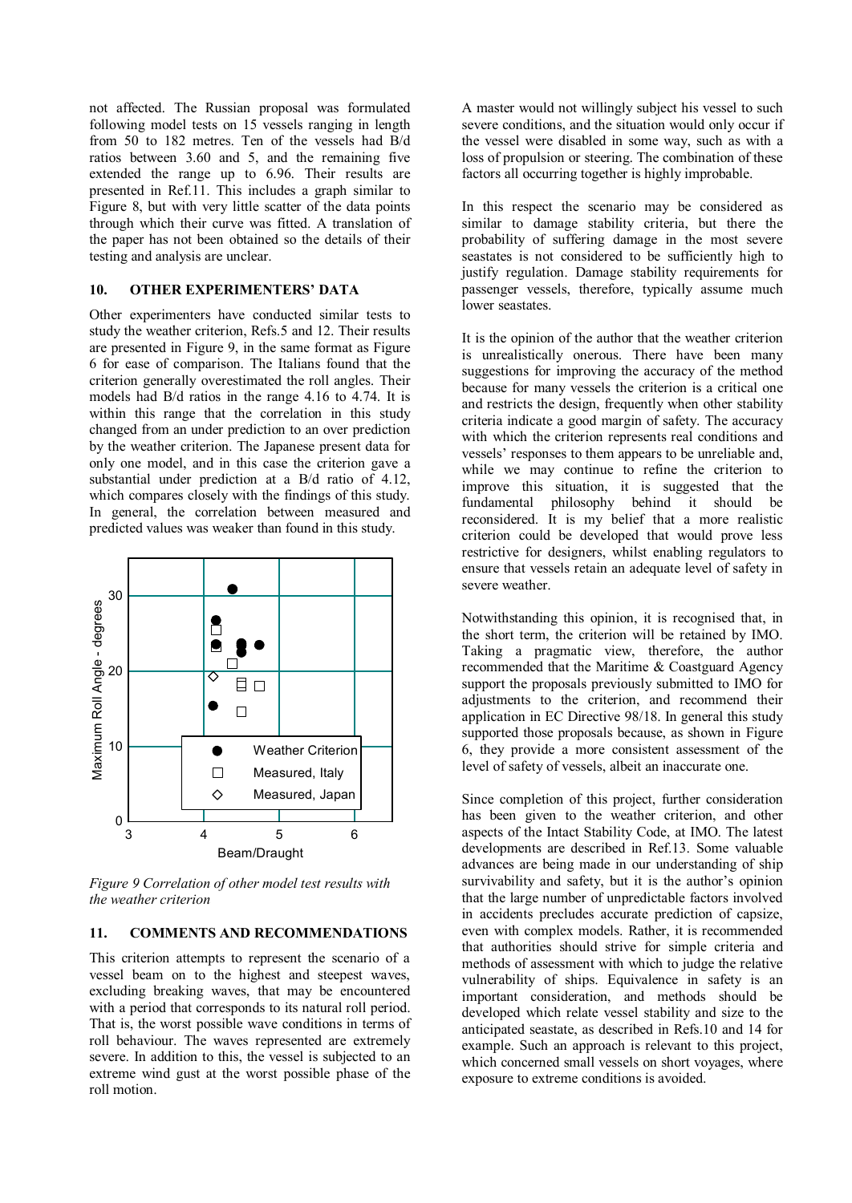not affected. The Russian proposal was formulated following model tests on 15 vessels ranging in length from 50 to 182 metres. Ten of the vessels had B/d ratios between 3.60 and 5, and the remaining five extended the range up to 6.96. Their results are presented in Ref.11. This includes a graph similar to Figure 8, but with very little scatter of the data points through which their curve was fitted. A translation of the paper has not been obtained so the details of their testing and analysis are unclear.

## 10. OTHER EXPERIMENTERS' DATA

Other experimenters have conducted similar tests to study the weather criterion, Refs.5 and 12. Their results are presented in Figure 9, in the same format as Figure 6 for ease of comparison. The Italians found that the criterion generally overestimated the roll angles. Their models had B/d ratios in the range 4.16 to 4.74. It is within this range that the correlation in this study changed from an under prediction to an over prediction by the weather criterion. The Japanese present data for only one model, and in this case the criterion gave a substantial under prediction at a B/d ratio of 4.12, which compares closely with the findings of this study. In general, the correlation between measured and predicted values was weaker than found in this study.

*Figure 9 Correlation of other model test results with the weather criterion*

## 11. COMMENTS AND RECOMMENDATIONS

This criterion attempts to represent the scenario of a vessel beam on to the highest and steepest waves, excluding breaking waves, that may be encountered with a period that corresponds to its natural roll period. That is, the worst possible wave conditions in terms of roll behaviour. The waves represented are extremely severe. In addition to this, the vessel is subjected to an extreme wind gust at the worst possible phase of the roll motion.

A master would not willingly subject his vessel to such severe conditions, and the situation would only occur if the vessel were disabled in some way, such as with a loss of propulsion or steering. The combination of these factors all occurring together is highly improbable.

In this respect the scenario may be considered as similar to damage stability criteria, but there the probability of suffering damage in the most severe seastates is not considered to be sufficiently high to justify regulation. Damage stability requirements for passenger vessels, therefore, typically assume much lower seastates.

It is the opinion of the author that the weather criterion is unrealistically onerous. There have been many suggestions for improving the accuracy of the method because for many vessels the criterion is a critical one and restricts the design, frequently when other stability criteria indicate a good margin of safety. The accuracy with which the criterion represents real conditions and vessels' responses to them appears to be unreliable and, while we may continue to refine the criterion to improve this situation, it is suggested that the fundamental philosophy behind it should be reconsidered. It is my belief that a more realistic criterion could be developed that would prove less restrictive for designers, whilst enabling regulators to ensure that vessels retain an adequate level of safety in severe weather.

Notwithstanding this opinion, it is recognised that, in the short term, the criterion will be retained by IMO. Taking a pragmatic view, therefore, the author recommended that the Maritime & Coastguard Agency support the proposals previously submitted to IMO for adjustments to the criterion, and recommend their application in EC Directive 98/18. In general this study supported those proposals because, as shown in Figure 6, they provide a more consistent assessment of the level of safety of vessels, albeit an inaccurate one.

Since completion of this project, further consideration has been given to the weather criterion, and other aspects of the Intact Stability Code, at IMO. The latest developments are described in Ref.13. Some valuable advances are being made in our understanding of ship survivability and safety, but it is the author's opinion that the large number of unpredictable factors involved in accidents precludes accurate prediction of capsize, even with complex models. Rather, it is recommended that authorities should strive for simple criteria and methods of assessment with which to judge the relative vulnerability of ships. Equivalence in safety is an important consideration, and methods should be developed which relate vessel stability and size to the anticipated seastate, as described in Refs.10 and 14 for example. Such an approach is relevant to this project, which concerned small vessels on short voyages, where exposure to extreme conditions is avoided.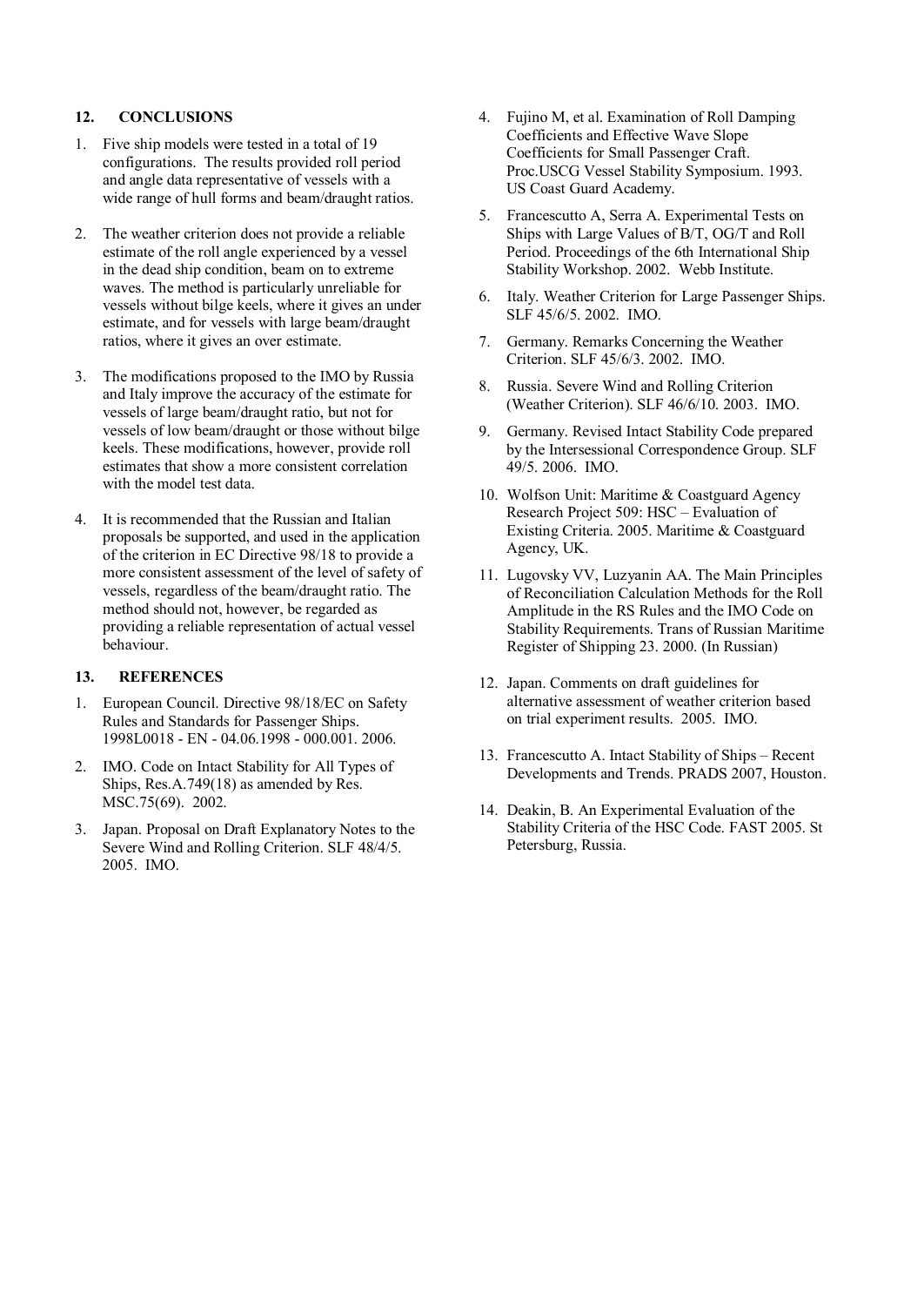## 12. CONCLUSIONS

1. Five ship models were tested in a total of 19 configurations. The results provided roll period and angle data representative of vessels with a wide range of hull forms and beam/draught ratios.

2. The weather criterion does not provide a reliable estimate of the roll angle experienced by a vessel in the dead ship condition, beam on to extreme waves. The method is particularly unreliable for vessels without bilge keels, where it gives an under estimate, and for vessels with large beam/draught ratios, where it gives an over estimate.

3. The modifications proposed to the IMO by Russia and Italy improve the accuracy of the estimate for vessels of large beam/draught ratio, but not for vessels of low beam/draught or those without bilge keels. These modifications, however, provide roll estimates that show a more consistent correlation with the model test data.

4. It is recommended that the Russian and Italian proposals be supported, and used in the application of the criterion in EC Directive 98/18 to provide a more consistent assessment of the level of safety of vessels, regardless of the beam/draught ratio. The method should not, however, be regarded as providing a reliable representation of actual vessel behaviour.

## 13. REFERENCES

1. European Council. Directive 98/18/EC on Safety Rules and Standards for Passenger Ships. 1998L0018 - EN - 04.06.1998 - 000.001. 2006.
2. IMO. Code on Intact Stability for All Types of Ships, Res.A.749(18) as amended by Res. MSC.75(69). 2002.
3. Japan. Proposal on Draft Explanatory Notes to the Severe Wind and Rolling Criterion. SLF 48/4/5. 2005. IMO.
4. Fujino M, et al. Examination of Roll Damping Coefficients and Effective Wave Slope Coefficients for Small Passenger Craft. Proc.USCG Vessel Stability Symposium. 1993. US Coast Guard Academy.
5. Francescutto A, Serra A. Experimental Tests on Ships with Large Values of B/T, OG/T and Roll Period. Proceedings of the 6th International Ship Stability Workshop. 2002. Webb Institute.
6. Italy. Weather Criterion for Large Passenger Ships. SLF 45/6/5. 2002. IMO.
7. Germany. Remarks Concerning the Weather Criterion. SLF 45/6/3. 2002. IMO.
8. Russia. Severe Wind and Rolling Criterion (Weather Criterion). SLF 46/6/10. 2003. IMO.
9. Germany. Revised Intact Stability Code prepared by the Intersessional Correspondence Group. SLF 49/5. 2006. IMO.
10. Wolfson Unit: Maritime & Coastguard Agency Research Project 509: HSC – Evaluation of Existing Criteria. 2005. Maritime & Coastguard Agency, UK.
11. Lugovsky VV, Luzyanin AA. The Main Principles of Reconciliation Calculation Methods for the Roll Amplitude in the RS Rules and the IMO Code on Stability Requirements. Trans of Russian Maritime Register of Shipping 23. 2000. (In Russian)
12. Japan. Comments on draft guidelines for alternative assessment of weather criterion based on trial experiment results. 2005. IMO.
13. Francescutto A. Intact Stability of Ships – Recent Developments and Trends. PRADS 2007, Houston.
14. Deakin, B. An Experimental Evaluation of the Stability Criteria of the HSC Code. FAST 2005. St Petersburg, Russia.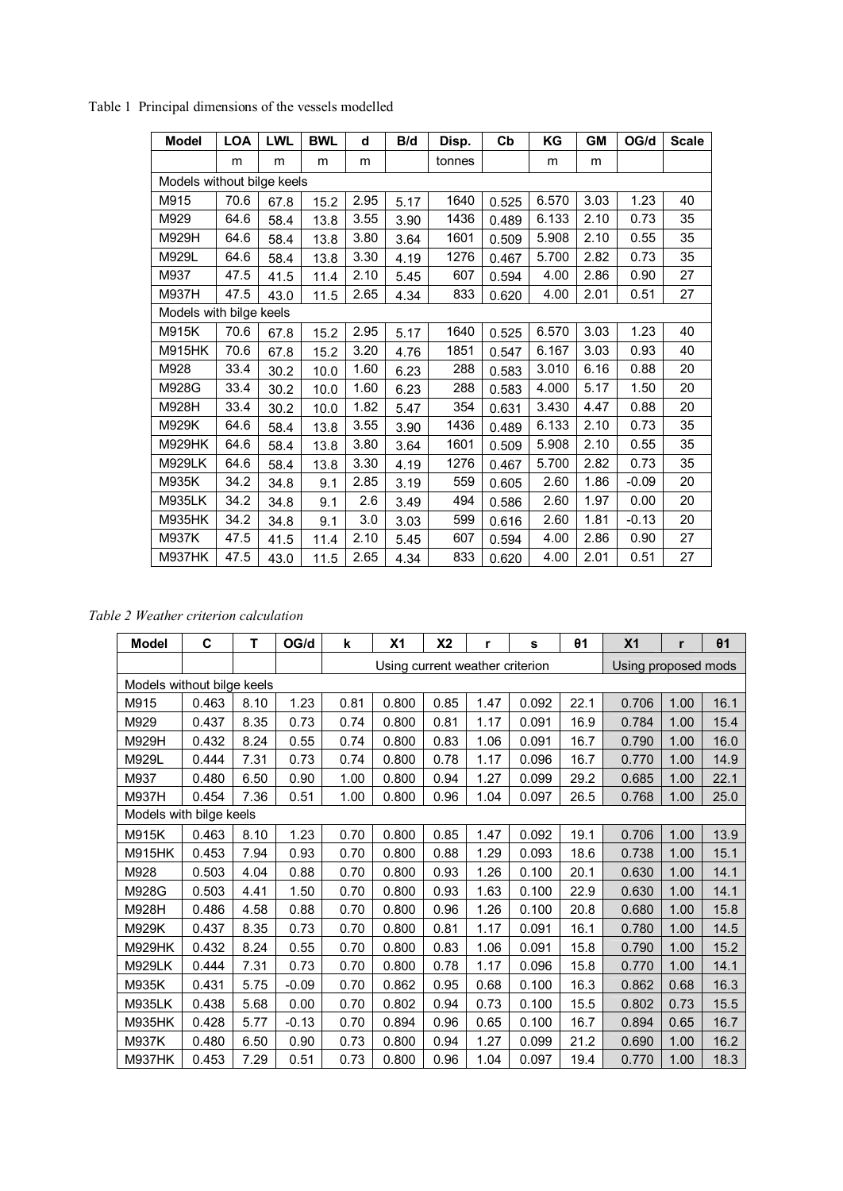Table 1 Principal dimensions of the vessels modelled

| Model | LOA | LWL | BWL | d | B/d | Disp. | Cb | KG | GM | OG/d | Scale |
|---|---|---|---|---|---|---|---|---|---|---|---|
| | m | m | m | m | | tonnes | | m | m | | |
| Models without bilge keels | | | | | | | | | | | |
| M915 | 70.6 | 67.8 | 15.2 | 2.95 | 5.17 | 1640 | 0.525 | 6.570 | 3.03 | 1.23 | 40 |
| M929 | 64.6 | 58.4 | 13.8 | 3.55 | 3.90 | 1436 | 0.489 | 6.133 | 2.10 | 0.73 | 35 |
| M929H | 64.6 | 58.4 | 13.8 | 3.80 | 3.64 | 1601 | 0.509 | 5.908 | 2.10 | 0.55 | 35 |
| M929L | 64.6 | 58.4 | 13.8 | 3.30 | 4.19 | 1276 | 0.467 | 5.700 | 2.82 | 0.73 | 35 |
| M937 | 47.5 | 41.5 | 11.4 | 2.10 | 5.45 | 607 | 0.594 | 4.00 | 2.86 | 0.90 | 27 |
| M937H | 47.5 | 43.0 | 11.5 | 2.65 | 4.34 | 833 | 0.620 | 4.00 | 2.01 | 0.51 | 27 |
| Models with bilge keels | | | | | | | | | | | |
| M915K | 70.6 | 67.8 | 15.2 | 2.95 | 5.17 | 1640 | 0.525 | 6.570 | 3.03 | 1.23 | 40 |
| M915HK | 70.6 | 67.8 | 15.2 | 3.20 | 4.76 | 1851 | 0.547 | 6.167 | 3.03 | 0.93 | 40 |
| M928 | 33.4 | 30.2 | 10.0 | 1.60 | 6.23 | 288 | 0.583 | 3.010 | 6.16 | 0.88 | 20 |
| M928G | 33.4 | 30.2 | 10.0 | 1.60 | 6.23 | 288 | 0.583 | 4.000 | 5.17 | 1.50 | 20 |
| M928H | 33.4 | 30.2 | 10.0 | 1.82 | 5.47 | 354 | 0.631 | 3.430 | 4.47 | 0.88 | 20 |
| M929K | 64.6 | 58.4 | 13.8 | 3.55 | 3.90 | 1436 | 0.489 | 6.133 | 2.10 | 0.73 | 35 |
| M929HK | 64.6 | 58.4 | 13.8 | 3.80 | 3.64 | 1601 | 0.509 | 5.908 | 2.10 | 0.55 | 35 |
| M929LK | 64.6 | 58.4 | 13.8 | 3.30 | 4.19 | 1276 | 0.467 | 5.700 | 2.82 | 0.73 | 35 |
| M935K | 34.2 | 34.8 | 9.1 | 2.85 | 3.19 | 559 | 0.605 | 2.60 | 1.86 | -0.09 | 20 |
| M935LK | 34.2 | 34.8 | 9.1 | 2.6 | 3.49 | 494 | 0.586 | 2.60 | 1.97 | 0.00 | 20 |
| M935HK | 34.2 | 34.8 | 9.1 | 3.0 | 3.03 | 599 | 0.616 | 2.60 | 1.81 | -0.13 | 20 |
| M937K | 47.5 | 41.5 | 11.4 | 2.10 | 5.45 | 607 | 0.594 | 4.00 | 2.86 | 0.90 | 27 |
| M937HK | 47.5 | 43.0 | 11.5 | 2.65 | 4.34 | 833 | 0.620 | 4.00 | 2.01 | 0.51 | 27 |

*Table 2 Weather criterion calculation*

| Model | C | T | OG/d | k | X1 | X2 | r | s | θ1 | X1 | r | θ1 |
|---|---|---|---|---|---|---|---|---|---|---|---|---|
| | | | | Using current weather criterion | | | | | | Using proposed mods | | |
| Models without bilge keels | | | | | | | | | | | | |
| M915 | 0.463 | 8.10 | 1.23 | 0.81 | 0.800 | 0.85 | 1.47 | 0.092 | 22.1 | 0.706 | 1.00 | 16.1 |
| M929 | 0.437 | 8.35 | 0.73 | 0.74 | 0.800 | 0.81 | 1.17 | 0.091 | 16.9 | 0.784 | 1.00 | 15.4 |
| M929H | 0.432 | 8.24 | 0.55 | 0.74 | 0.800 | 0.83 | 1.06 | 0.091 | 16.7 | 0.790 | 1.00 | 16.0 |
| M929L | 0.444 | 7.31 | 0.73 | 0.74 | 0.800 | 0.78 | 1.17 | 0.096 | 16.7 | 0.770 | 1.00 | 14.9 |
| M937 | 0.480 | 6.50 | 0.90 | 1.00 | 0.800 | 0.94 | 1.27 | 0.099 | 29.2 | 0.685 | 1.00 | 22.1 |
| M937H | 0.454 | 7.36 | 0.51 | 1.00 | 0.800 | 0.96 | 1.04 | 0.097 | 26.5 | 0.768 | 1.00 | 25.0 |
| Models with bilge keels | | | | | | | | | | | | |
| M915K | 0.463 | 8.10 | 1.23 | 0.70 | 0.800 | 0.85 | 1.47 | 0.092 | 19.1 | 0.706 | 1.00 | 13.9 |
| M915HK | 0.453 | 7.94 | 0.93 | 0.70 | 0.800 | 0.88 | 1.29 | 0.093 | 18.6 | 0.738 | 1.00 | 15.1 |
| M928 | 0.503 | 4.04 | 0.88 | 0.70 | 0.800 | 0.93 | 1.26 | 0.100 | 20.1 | 0.630 | 1.00 | 14.1 |
| M928G | 0.503 | 4.41 | 1.50 | 0.70 | 0.800 | 0.93 | 1.63 | 0.100 | 22.9 | 0.630 | 1.00 | 14.1 |
| M928H | 0.486 | 4.58 | 0.88 | 0.70 | 0.800 | 0.96 | 1.26 | 0.100 | 20.8 | 0.680 | 1.00 | 15.8 |
| M929K | 0.437 | 8.35 | 0.73 | 0.70 | 0.800 | 0.81 | 1.17 | 0.091 | 16.1 | 0.780 | 1.00 | 14.5 |
| M929HK | 0.432 | 8.24 | 0.55 | 0.70 | 0.800 | 0.83 | 1.06 | 0.091 | 15.8 | 0.790 | 1.00 | 15.2 |
| M929LK | 0.444 | 7.31 | 0.73 | 0.70 | 0.800 | 0.78 | 1.17 | 0.096 | 15.8 | 0.770 | 1.00 | 14.1 |
| M935K | 0.431 | 5.75 | -0.09 | 0.70 | 0.862 | 0.95 | 0.68 | 0.100 | 16.3 | 0.862 | 0.68 | 16.3 |
| M935LK | 0.438 | 5.68 | 0.00 | 0.70 | 0.802 | 0.94 | 0.73 | 0.100 | 15.5 | 0.802 | 0.73 | 15.5 |
| M935HK | 0.428 | 5.77 | -0.13 | 0.70 | 0.894 | 0.96 | 0.65 | 0.100 | 16.7 | 0.894 | 0.65 | 16.7 |
| M937K | 0.480 | 6.50 | 0.90 | 0.73 | 0.800 | 0.94 | 1.27 | 0.099 | 21.2 | 0.690 | 1.00 | 16.2 |
| M937HK | 0.453 | 7.29 | 0.51 | 0.73 | 0.800 | 0.96 | 1.04 | 0.097 | 19.4 | 0.770 | 1.00 | 18.3 |